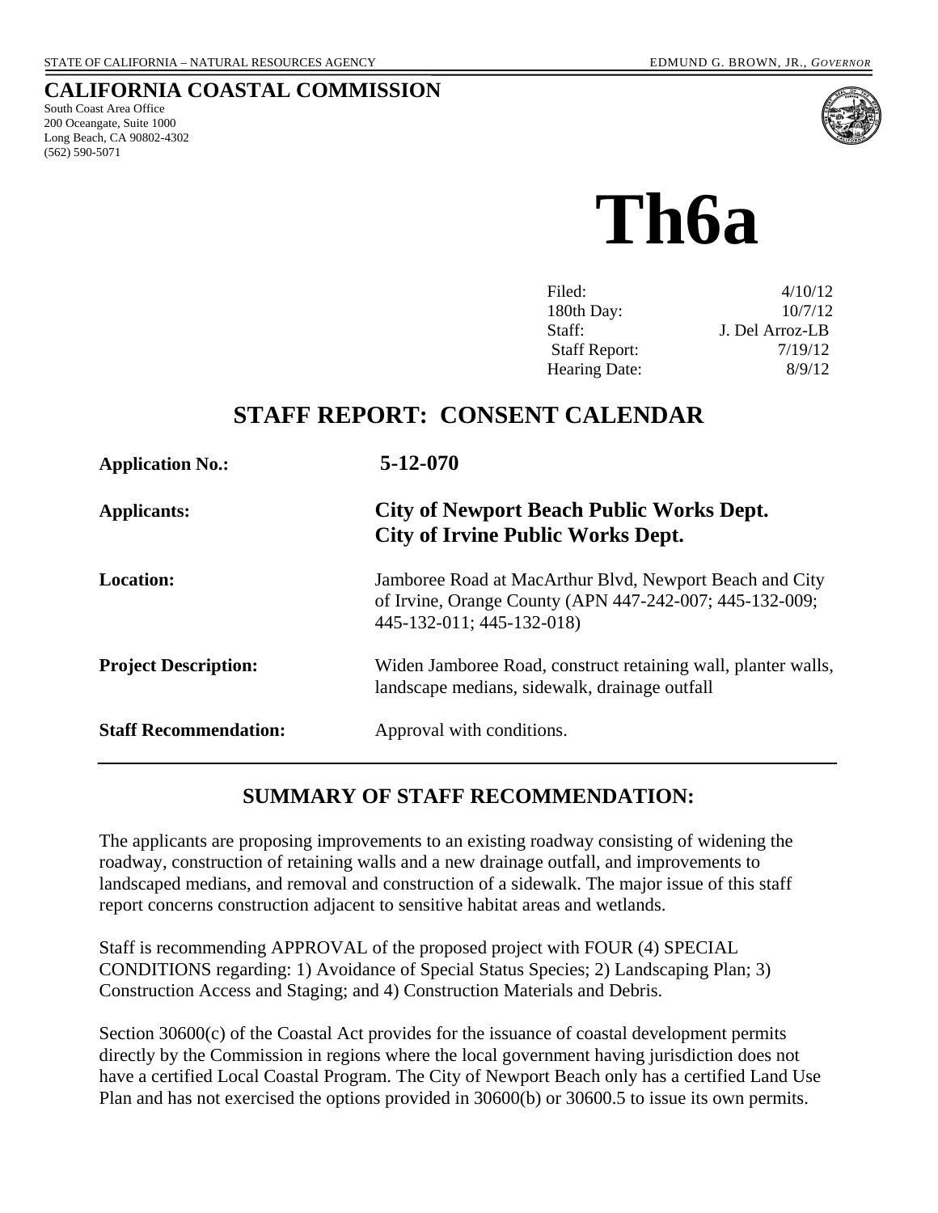STATE OF CALIFORNIA – NATURAL RESOURCES AGENCY EDMUND G. BROWN, JR., *GOVERNOR*

## CALIFORNIA COASTAL COMMISSION

South Coast Area Office
200 Oceangate, Suite 1000
Long Beach, CA 90802-4302
(562) 590-5071

# Th6a

| | |
|---|---|
| Filed: | 4/10/12 |
| 180th Day: | 10/7/12 |
| Staff: | J. Del Arroz-LB |
| Staff Report: | 7/19/12 |
| Hearing Date: | 8/9/12 |

## STAFF REPORT: CONSENT CALENDAR

| | |
|---|---|
| **Application No.:** | **5-12-070** |
| **Applicants:** | **City of Newport Beach Public Works Dept. City of Irvine Public Works Dept.** |
| **Location:** | Jamboree Road at MacArthur Blvd, Newport Beach and City of Irvine, Orange County (APN 447-242-007; 445-132-009; 445-132-011; 445-132-018) |
| **Project Description:** | Widen Jamboree Road, construct retaining wall, planter walls, landscape medians, sidewalk, drainage outfall |
| **Staff Recommendation:** | Approval with conditions. |

## SUMMARY OF STAFF RECOMMENDATION:

The applicants are proposing improvements to an existing roadway consisting of widening the roadway, construction of retaining walls and a new drainage outfall, and improvements to landscaped medians, and removal and construction of a sidewalk. The major issue of this staff report concerns construction adjacent to sensitive habitat areas and wetlands.

Staff is recommending APPROVAL of the proposed project with FOUR (4) SPECIAL CONDITIONS regarding: 1) Avoidance of Special Status Species; 2) Landscaping Plan; 3) Construction Access and Staging; and 4) Construction Materials and Debris.

Section 30600(c) of the Coastal Act provides for the issuance of coastal development permits directly by the Commission in regions where the local government having jurisdiction does not have a certified Local Coastal Program. The City of Newport Beach only has a certified Land Use Plan and has not exercised the options provided in 30600(b) or 30600.5 to issue its own permits.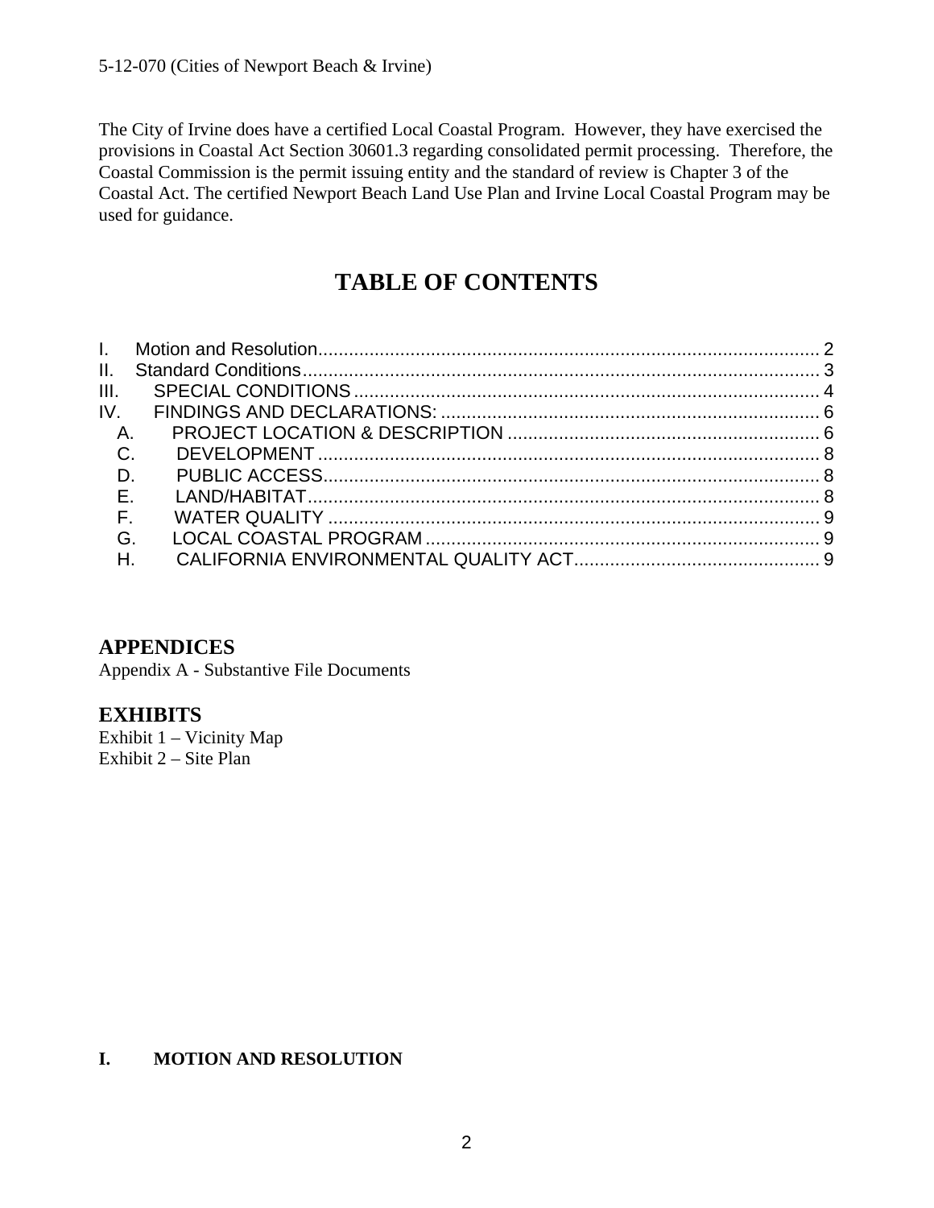The City of Irvine does have a certified Local Coastal Program. However, they have exercised the provisions in Coastal Act Section 30601.3 regarding consolidated permit processing. Therefore, the Coastal Commission is the permit issuing entity and the standard of review is Chapter 3 of the Coastal Act. The certified Newport Beach Land Use Plan and Irvine Local Coastal Program may be used for guidance.

# TABLE OF CONTENTS

I. Motion and Resolution.................................................................................................. 2
II. Standard Conditions..................................................................................................... 3
III. SPECIAL CONDITIONS ........................................................................................... 4
IV. FINDINGS AND DECLARATIONS: .......................................................................... 6
- A. PROJECT LOCATION & DESCRIPTION ............................................................. 6
- C. DEVELOPMENT .................................................................................................. 8
- D. PUBLIC ACCESS.................................................................................................. 8
- E. LAND/HABITAT..................................................................................................... 8
- F. WATER QUALITY ................................................................................................. 9
- G. LOCAL COASTAL PROGRAM ............................................................................. 9
- H. CALIFORNIA ENVIRONMENTAL QUALITY ACT................................................. 9

## APPENDICES

Appendix A - Substantive File Documents

## EXHIBITS

Exhibit 1 – Vicinity Map
Exhibit 2 – Site Plan

## I. MOTION AND RESOLUTION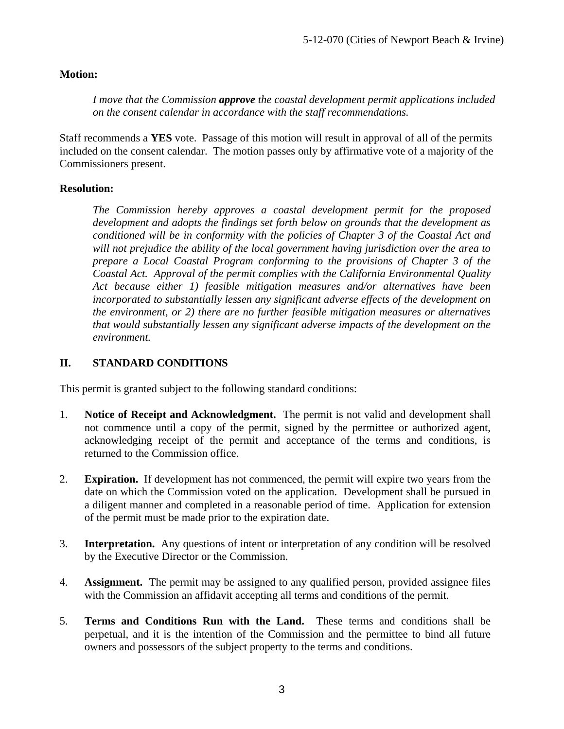**Motion:**

> *I move that the Commission* ***approve*** *the coastal development permit applications included on the consent calendar in accordance with the staff recommendations.*

Staff recommends a **YES** vote. Passage of this motion will result in approval of all of the permits included on the consent calendar. The motion passes only by affirmative vote of a majority of the Commissioners present.

**Resolution:**

> *The Commission hereby approves a coastal development permit for the proposed development and adopts the findings set forth below on grounds that the development as conditioned will be in conformity with the policies of Chapter 3 of the Coastal Act and will not prejudice the ability of the local government having jurisdiction over the area to prepare a Local Coastal Program conforming to the provisions of Chapter 3 of the Coastal Act. Approval of the permit complies with the California Environmental Quality Act because either 1) feasible mitigation measures and/or alternatives have been incorporated to substantially lessen any significant adverse effects of the development on the environment, or 2) there are no further feasible mitigation measures or alternatives that would substantially lessen any significant adverse impacts of the development on the environment.*

## II. STANDARD CONDITIONS

This permit is granted subject to the following standard conditions:

1. **Notice of Receipt and Acknowledgment.** The permit is not valid and development shall not commence until a copy of the permit, signed by the permittee or authorized agent, acknowledging receipt of the permit and acceptance of the terms and conditions, is returned to the Commission office.

2. **Expiration.** If development has not commenced, the permit will expire two years from the date on which the Commission voted on the application. Development shall be pursued in a diligent manner and completed in a reasonable period of time. Application for extension of the permit must be made prior to the expiration date.

3. **Interpretation.** Any questions of intent or interpretation of any condition will be resolved by the Executive Director or the Commission.

4. **Assignment.** The permit may be assigned to any qualified person, provided assignee files with the Commission an affidavit accepting all terms and conditions of the permit.

5. **Terms and Conditions Run with the Land.** These terms and conditions shall be perpetual, and it is the intention of the Commission and the permittee to bind all future owners and possessors of the subject property to the terms and conditions.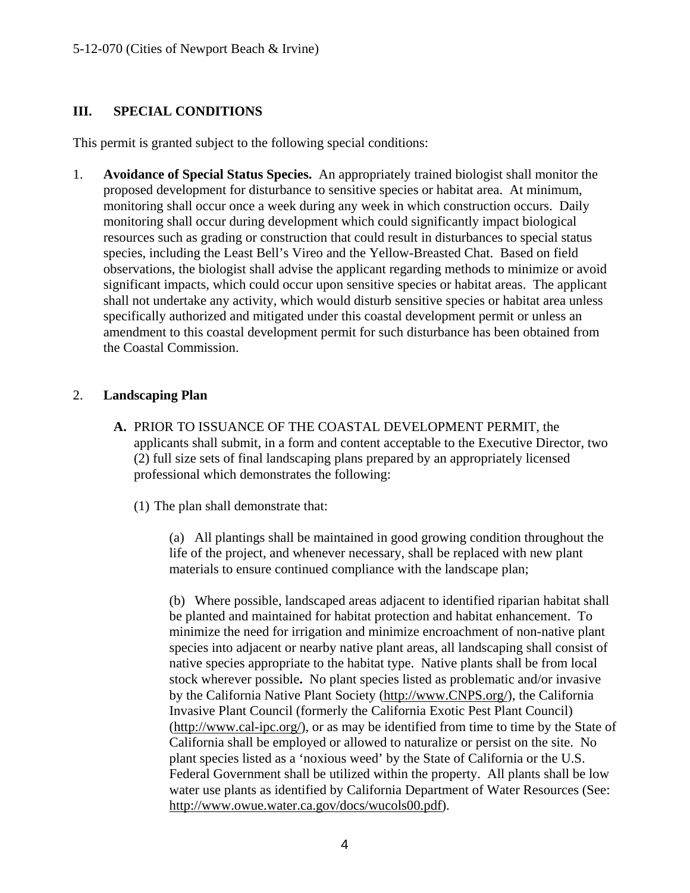## III. SPECIAL CONDITIONS

This permit is granted subject to the following special conditions:

1. **Avoidance of Special Status Species.** An appropriately trained biologist shall monitor the proposed development for disturbance to sensitive species or habitat area. At minimum, monitoring shall occur once a week during any week in which construction occurs. Daily monitoring shall occur during development which could significantly impact biological resources such as grading or construction that could result in disturbances to special status species, including the Least Bell's Vireo and the Yellow-Breasted Chat. Based on field observations, the biologist shall advise the applicant regarding methods to minimize or avoid significant impacts, which could occur upon sensitive species or habitat areas. The applicant shall not undertake any activity, which would disturb sensitive species or habitat area unless specifically authorized and mitigated under this coastal development permit or unless an amendment to this coastal development permit for such disturbance has been obtained from the Coastal Commission.

2. **Landscaping Plan**

   **A.** PRIOR TO ISSUANCE OF THE COASTAL DEVELOPMENT PERMIT, the applicants shall submit, in a form and content acceptable to the Executive Director, two (2) full size sets of final landscaping plans prepared by an appropriately licensed professional which demonstrates the following:

   (1) The plan shall demonstrate that:

   (a) All plantings shall be maintained in good growing condition throughout the life of the project, and whenever necessary, shall be replaced with new plant materials to ensure continued compliance with the landscape plan;

   (b) Where possible, landscaped areas adjacent to identified riparian habitat shall be planted and maintained for habitat protection and habitat enhancement. To minimize the need for irrigation and minimize encroachment of non-native plant species into adjacent or nearby native plant areas, all landscaping shall consist of native species appropriate to the habitat type. Native plants shall be from local stock wherever possible**.** No plant species listed as problematic and/or invasive by the California Native Plant Society (http://www.CNPS.org/), the California Invasive Plant Council (formerly the California Exotic Pest Plant Council) (http://www.cal-ipc.org/), or as may be identified from time to time by the State of California shall be employed or allowed to naturalize or persist on the site. No plant species listed as a 'noxious weed' by the State of California or the U.S. Federal Government shall be utilized within the property. All plants shall be low water use plants as identified by California Department of Water Resources (See: http://www.owue.water.ca.gov/docs/wucols00.pdf).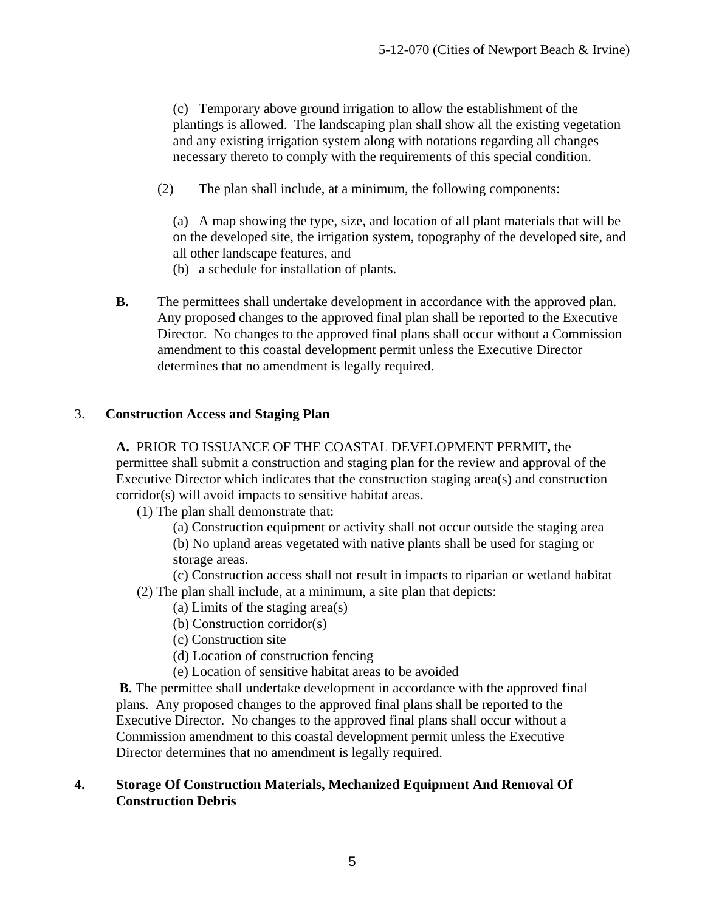(c) Temporary above ground irrigation to allow the establishment of the plantings is allowed. The landscaping plan shall show all the existing vegetation and any existing irrigation system along with notations regarding all changes necessary thereto to comply with the requirements of this special condition.

(2) The plan shall include, at a minimum, the following components:

(a) A map showing the type, size, and location of all plant materials that will be on the developed site, the irrigation system, topography of the developed site, and all other landscape features, and

(b) a schedule for installation of plants.

**B.** The permittees shall undertake development in accordance with the approved plan. Any proposed changes to the approved final plan shall be reported to the Executive Director. No changes to the approved final plans shall occur without a Commission amendment to this coastal development permit unless the Executive Director determines that no amendment is legally required.

3. **Construction Access and Staging Plan**

**A.** PRIOR TO ISSUANCE OF THE COASTAL DEVELOPMENT PERMIT**,** the permittee shall submit a construction and staging plan for the review and approval of the Executive Director which indicates that the construction staging area(s) and construction corridor(s) will avoid impacts to sensitive habitat areas.

(1) The plan shall demonstrate that:

(a) Construction equipment or activity shall not occur outside the staging area

(b) No upland areas vegetated with native plants shall be used for staging or storage areas.

(c) Construction access shall not result in impacts to riparian or wetland habitat

(2) The plan shall include, at a minimum, a site plan that depicts:

(a) Limits of the staging area(s)

(b) Construction corridor(s)

(c) Construction site

(d) Location of construction fencing

(e) Location of sensitive habitat areas to be avoided

**B.** The permittee shall undertake development in accordance with the approved final plans. Any proposed changes to the approved final plans shall be reported to the Executive Director. No changes to the approved final plans shall occur without a Commission amendment to this coastal development permit unless the Executive Director determines that no amendment is legally required.

**4. Storage Of Construction Materials, Mechanized Equipment And Removal Of Construction Debris**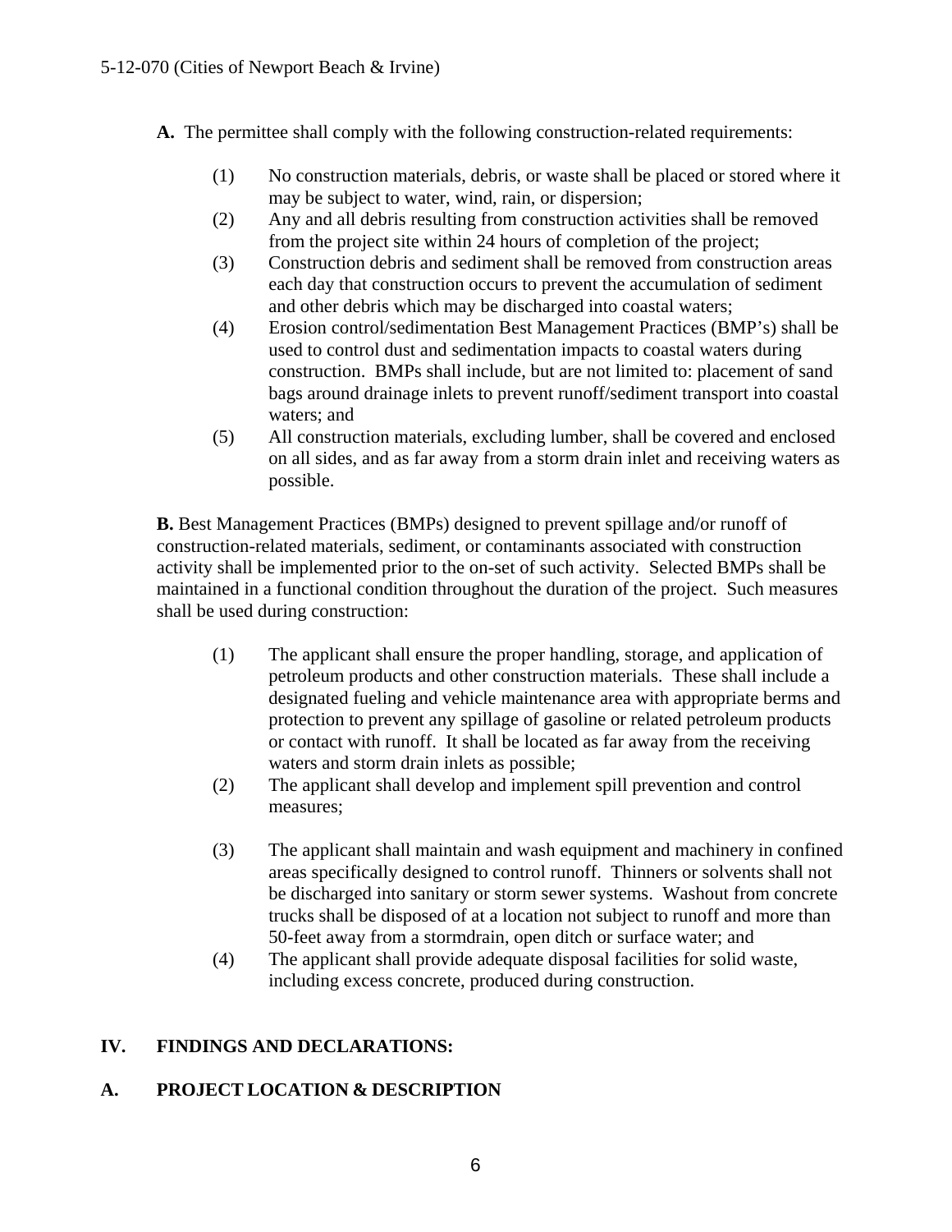**A.** The permittee shall comply with the following construction-related requirements:

(1) No construction materials, debris, or waste shall be placed or stored where it may be subject to water, wind, rain, or dispersion;

(2) Any and all debris resulting from construction activities shall be removed from the project site within 24 hours of completion of the project;

(3) Construction debris and sediment shall be removed from construction areas each day that construction occurs to prevent the accumulation of sediment and other debris which may be discharged into coastal waters;

(4) Erosion control/sedimentation Best Management Practices (BMP's) shall be used to control dust and sedimentation impacts to coastal waters during construction. BMPs shall include, but are not limited to: placement of sand bags around drainage inlets to prevent runoff/sediment transport into coastal waters; and

(5) All construction materials, excluding lumber, shall be covered and enclosed on all sides, and as far away from a storm drain inlet and receiving waters as possible.

**B.** Best Management Practices (BMPs) designed to prevent spillage and/or runoff of construction-related materials, sediment, or contaminants associated with construction activity shall be implemented prior to the on-set of such activity. Selected BMPs shall be maintained in a functional condition throughout the duration of the project. Such measures shall be used during construction:

(1) The applicant shall ensure the proper handling, storage, and application of petroleum products and other construction materials. These shall include a designated fueling and vehicle maintenance area with appropriate berms and protection to prevent any spillage of gasoline or related petroleum products or contact with runoff. It shall be located as far away from the receiving waters and storm drain inlets as possible;

(2) The applicant shall develop and implement spill prevention and control measures;

(3) The applicant shall maintain and wash equipment and machinery in confined areas specifically designed to control runoff. Thinners or solvents shall not be discharged into sanitary or storm sewer systems. Washout from concrete trucks shall be disposed of at a location not subject to runoff and more than 50-feet away from a stormdrain, open ditch or surface water; and

(4) The applicant shall provide adequate disposal facilities for solid waste, including excess concrete, produced during construction.

## IV. FINDINGS AND DECLARATIONS:

## A. PROJECT LOCATION & DESCRIPTION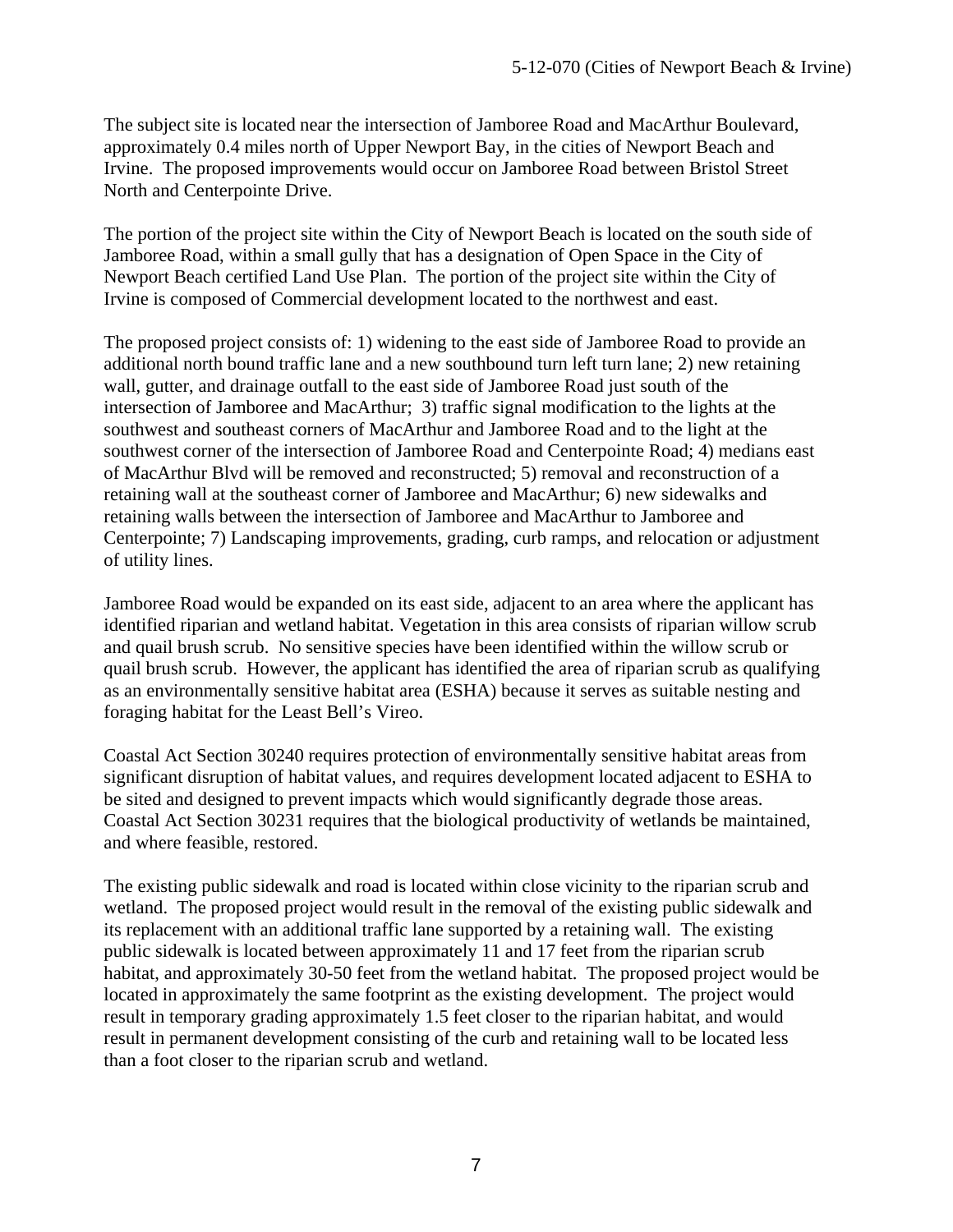The subject site is located near the intersection of Jamboree Road and MacArthur Boulevard, approximately 0.4 miles north of Upper Newport Bay, in the cities of Newport Beach and Irvine. The proposed improvements would occur on Jamboree Road between Bristol Street North and Centerpointe Drive.

The portion of the project site within the City of Newport Beach is located on the south side of Jamboree Road, within a small gully that has a designation of Open Space in the City of Newport Beach certified Land Use Plan. The portion of the project site within the City of Irvine is composed of Commercial development located to the northwest and east.

The proposed project consists of: 1) widening to the east side of Jamboree Road to provide an additional north bound traffic lane and a new southbound turn left turn lane; 2) new retaining wall, gutter, and drainage outfall to the east side of Jamboree Road just south of the intersection of Jamboree and MacArthur; 3) traffic signal modification to the lights at the southwest and southeast corners of MacArthur and Jamboree Road and to the light at the southwest corner of the intersection of Jamboree Road and Centerpointe Road; 4) medians east of MacArthur Blvd will be removed and reconstructed; 5) removal and reconstruction of a retaining wall at the southeast corner of Jamboree and MacArthur; 6) new sidewalks and retaining walls between the intersection of Jamboree and MacArthur to Jamboree and Centerpointe; 7) Landscaping improvements, grading, curb ramps, and relocation or adjustment of utility lines.

Jamboree Road would be expanded on its east side, adjacent to an area where the applicant has identified riparian and wetland habitat. Vegetation in this area consists of riparian willow scrub and quail brush scrub. No sensitive species have been identified within the willow scrub or quail brush scrub. However, the applicant has identified the area of riparian scrub as qualifying as an environmentally sensitive habitat area (ESHA) because it serves as suitable nesting and foraging habitat for the Least Bell's Vireo.

Coastal Act Section 30240 requires protection of environmentally sensitive habitat areas from significant disruption of habitat values, and requires development located adjacent to ESHA to be sited and designed to prevent impacts which would significantly degrade those areas. Coastal Act Section 30231 requires that the biological productivity of wetlands be maintained, and where feasible, restored.

The existing public sidewalk and road is located within close vicinity to the riparian scrub and wetland. The proposed project would result in the removal of the existing public sidewalk and its replacement with an additional traffic lane supported by a retaining wall. The existing public sidewalk is located between approximately 11 and 17 feet from the riparian scrub habitat, and approximately 30-50 feet from the wetland habitat. The proposed project would be located in approximately the same footprint as the existing development. The project would result in temporary grading approximately 1.5 feet closer to the riparian habitat, and would result in permanent development consisting of the curb and retaining wall to be located less than a foot closer to the riparian scrub and wetland.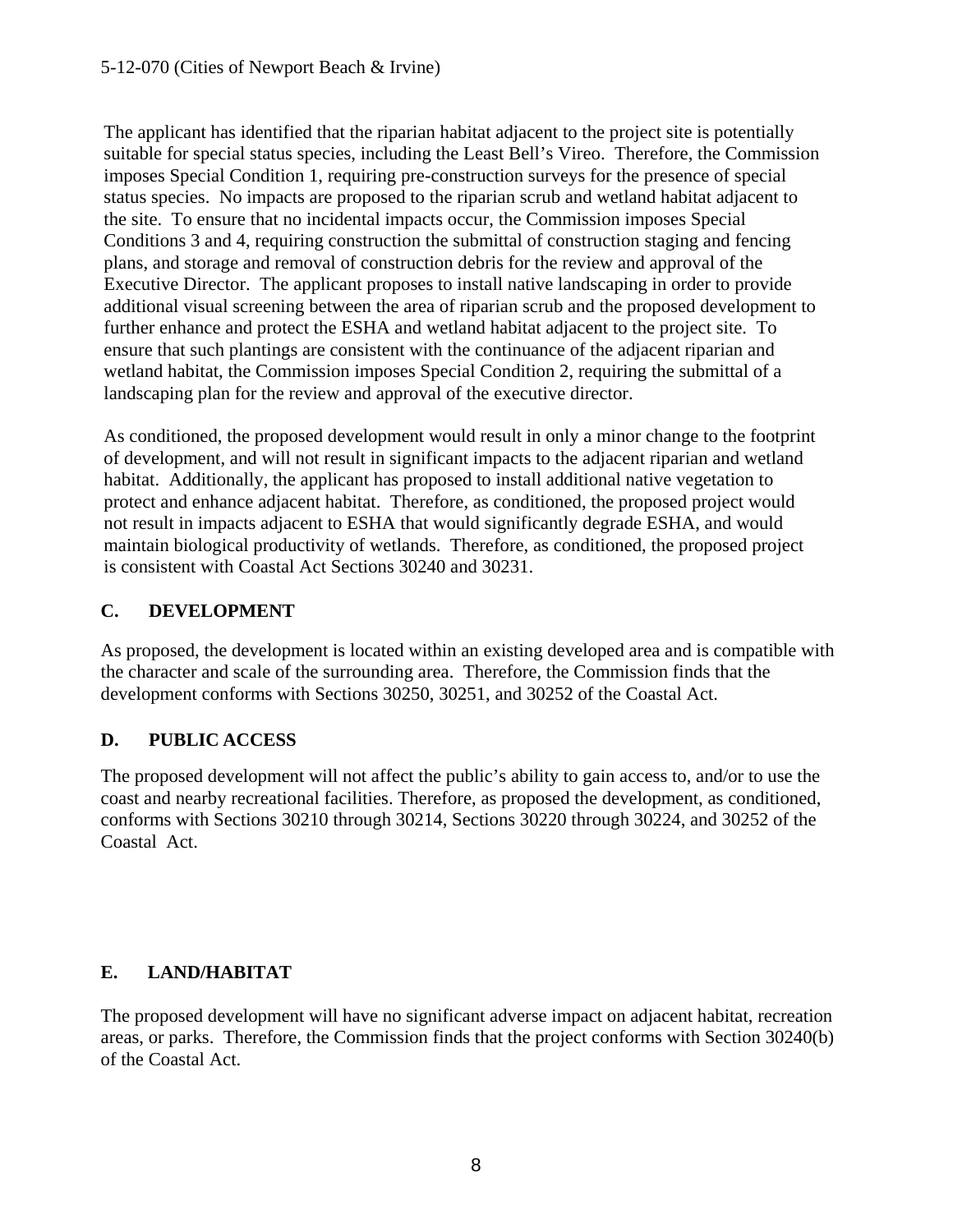The applicant has identified that the riparian habitat adjacent to the project site is potentially suitable for special status species, including the Least Bell's Vireo. Therefore, the Commission imposes Special Condition 1, requiring pre-construction surveys for the presence of special status species. No impacts are proposed to the riparian scrub and wetland habitat adjacent to the site. To ensure that no incidental impacts occur, the Commission imposes Special Conditions 3 and 4, requiring construction the submittal of construction staging and fencing plans, and storage and removal of construction debris for the review and approval of the Executive Director. The applicant proposes to install native landscaping in order to provide additional visual screening between the area of riparian scrub and the proposed development to further enhance and protect the ESHA and wetland habitat adjacent to the project site. To ensure that such plantings are consistent with the continuance of the adjacent riparian and wetland habitat, the Commission imposes Special Condition 2, requiring the submittal of a landscaping plan for the review and approval of the executive director.

As conditioned, the proposed development would result in only a minor change to the footprint of development, and will not result in significant impacts to the adjacent riparian and wetland habitat. Additionally, the applicant has proposed to install additional native vegetation to protect and enhance adjacent habitat. Therefore, as conditioned, the proposed project would not result in impacts adjacent to ESHA that would significantly degrade ESHA, and would maintain biological productivity of wetlands. Therefore, as conditioned, the proposed project is consistent with Coastal Act Sections 30240 and 30231.

## C. DEVELOPMENT

As proposed, the development is located within an existing developed area and is compatible with the character and scale of the surrounding area. Therefore, the Commission finds that the development conforms with Sections 30250, 30251, and 30252 of the Coastal Act.

## D. PUBLIC ACCESS

The proposed development will not affect the public's ability to gain access to, and/or to use the coast and nearby recreational facilities. Therefore, as proposed the development, as conditioned, conforms with Sections 30210 through 30214, Sections 30220 through 30224, and 30252 of the Coastal Act.

## E. LAND/HABITAT

The proposed development will have no significant adverse impact on adjacent habitat, recreation areas, or parks. Therefore, the Commission finds that the project conforms with Section 30240(b) of the Coastal Act.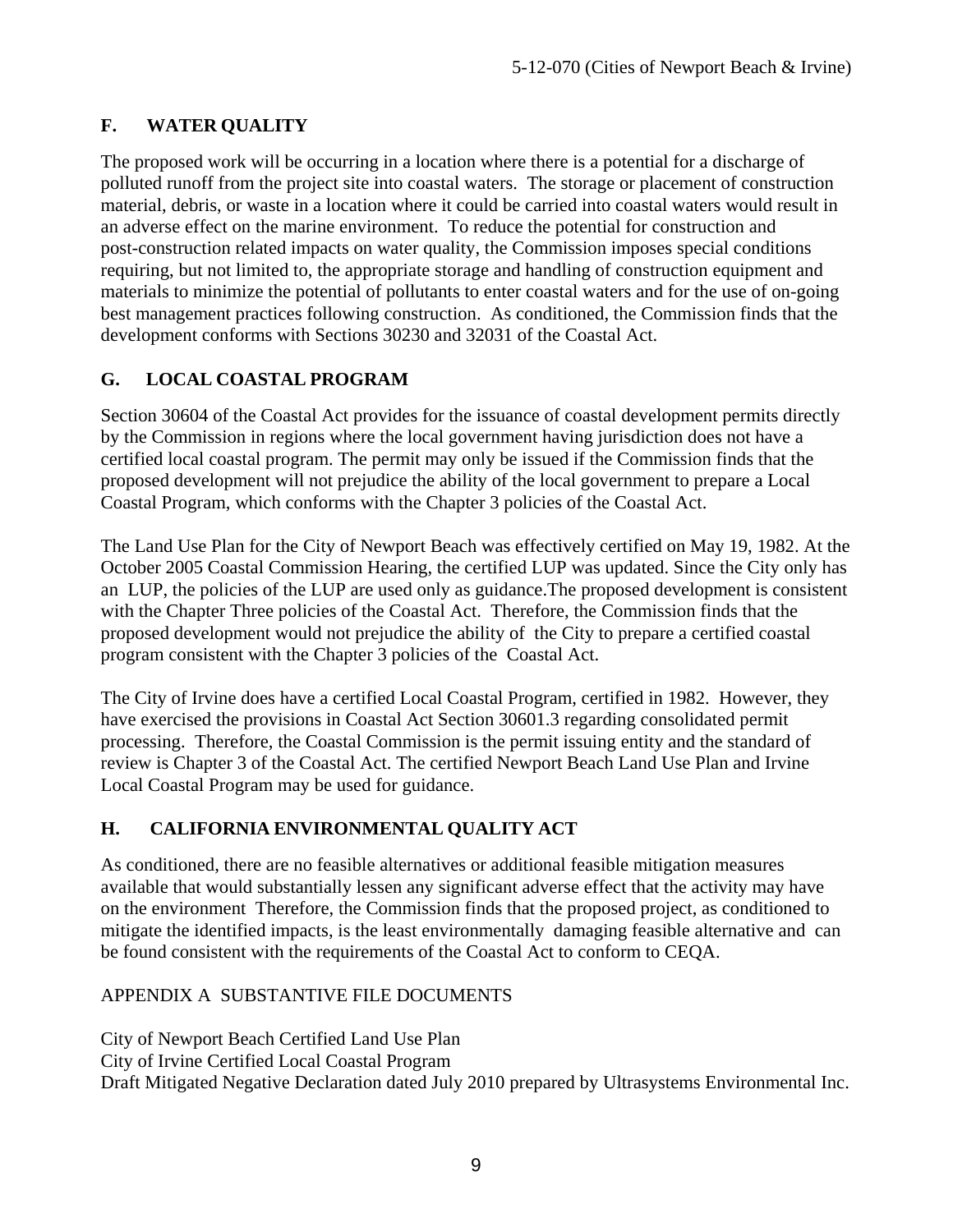## F. WATER QUALITY

The proposed work will be occurring in a location where there is a potential for a discharge of polluted runoff from the project site into coastal waters. The storage or placement of construction material, debris, or waste in a location where it could be carried into coastal waters would result in an adverse effect on the marine environment. To reduce the potential for construction and post-construction related impacts on water quality, the Commission imposes special conditions requiring, but not limited to, the appropriate storage and handling of construction equipment and materials to minimize the potential of pollutants to enter coastal waters and for the use of on-going best management practices following construction. As conditioned, the Commission finds that the development conforms with Sections 30230 and 32031 of the Coastal Act.

## G. LOCAL COASTAL PROGRAM

Section 30604 of the Coastal Act provides for the issuance of coastal development permits directly by the Commission in regions where the local government having jurisdiction does not have a certified local coastal program. The permit may only be issued if the Commission finds that the proposed development will not prejudice the ability of the local government to prepare a Local Coastal Program, which conforms with the Chapter 3 policies of the Coastal Act.

The Land Use Plan for the City of Newport Beach was effectively certified on May 19, 1982. At the October 2005 Coastal Commission Hearing, the certified LUP was updated. Since the City only has an LUP, the policies of the LUP are used only as guidance.The proposed development is consistent with the Chapter Three policies of the Coastal Act. Therefore, the Commission finds that the proposed development would not prejudice the ability of the City to prepare a certified coastal program consistent with the Chapter 3 policies of the Coastal Act.

The City of Irvine does have a certified Local Coastal Program, certified in 1982. However, they have exercised the provisions in Coastal Act Section 30601.3 regarding consolidated permit processing. Therefore, the Coastal Commission is the permit issuing entity and the standard of review is Chapter 3 of the Coastal Act. The certified Newport Beach Land Use Plan and Irvine Local Coastal Program may be used for guidance.

## H. CALIFORNIA ENVIRONMENTAL QUALITY ACT

As conditioned, there are no feasible alternatives or additional feasible mitigation measures available that would substantially lessen any significant adverse effect that the activity may have on the environment Therefore, the Commission finds that the proposed project, as conditioned to mitigate the identified impacts, is the least environmentally damaging feasible alternative and can be found consistent with the requirements of the Coastal Act to conform to CEQA.

APPENDIX A SUBSTANTIVE FILE DOCUMENTS

City of Newport Beach Certified Land Use Plan
City of Irvine Certified Local Coastal Program
Draft Mitigated Negative Declaration dated July 2010 prepared by Ultrasystems Environmental Inc.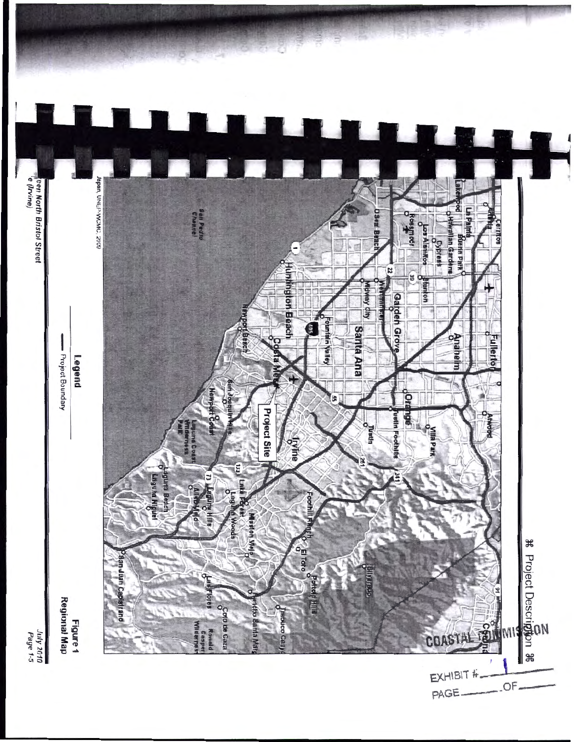⌘ Project Description ⌘

COASTAL COMMISSION

EXHIBIT # 1

PAGE ___ OF ___

Legend

Project Boundary

Project Site

Japan, UNEP-WCMC, 2009

Figure 1
Regional Map

...een North Bristol Street
...e (Irvine)

July 2010
Page 1-5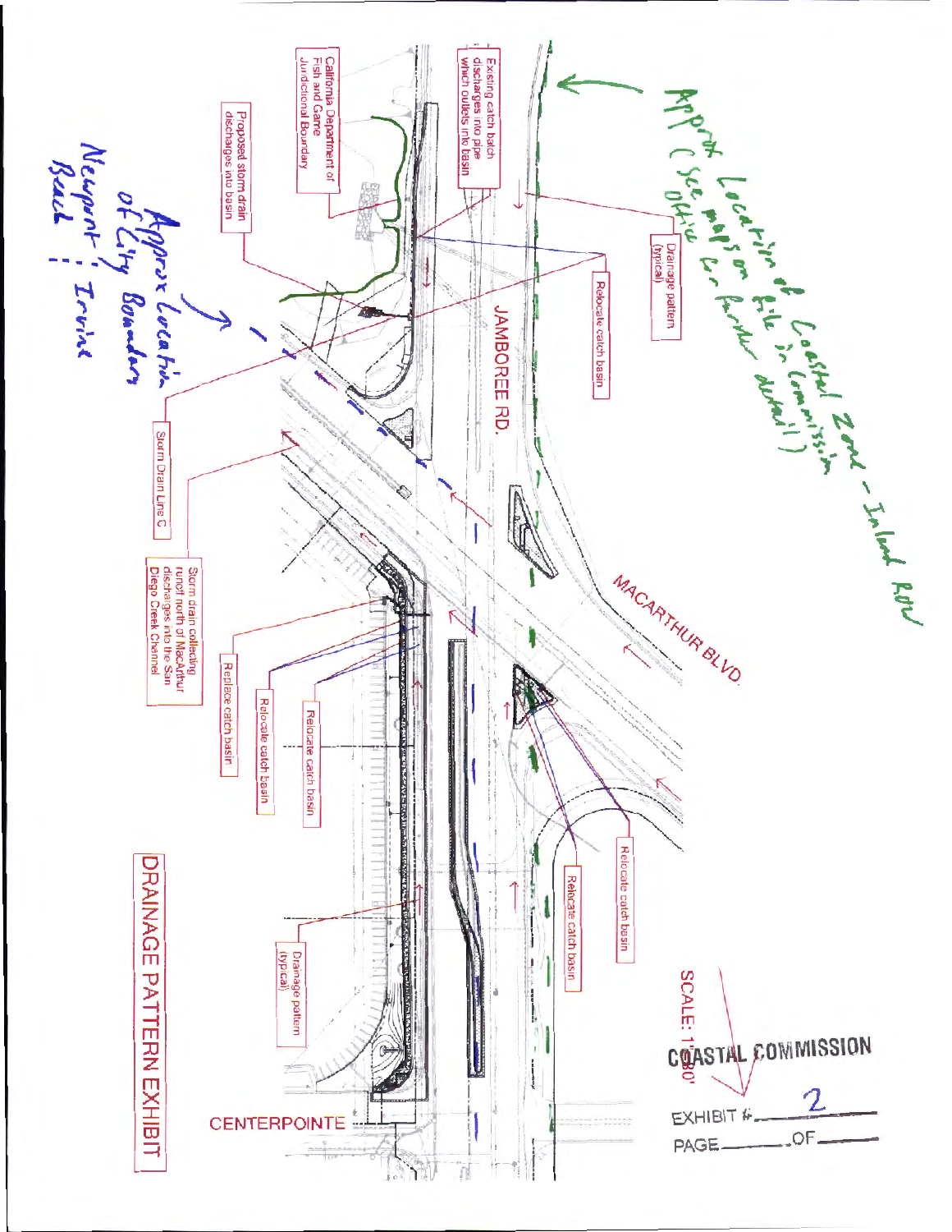JAMBOREE RD.

MACARTHUR BLVD.

CENTERPOINTE

Existing catch batch discharges into pipe which outlets into basin

California Department of Fish and Game Jurisdictional Boundary

Proposed storm drain discharges into basin

Drainage pattern (typical)

Relocate catch basin

Storm Drain Line C

Storm drain collecting runoff north of MacArthur discharges into the San Diego Creek Channel

Replace catch basin

Relocate catch basin

Relocate catch basin

Relocate catch basin

Relocate catch basin

Drainage pattern (typical)

Approx Location of Coastal Zone - Inland ROW (see maps on file in Commission office for further detail)

Approx Location of City Boundary Newport Beach / Irvine

DRAINAGE PATTERN EXHIBIT

SCALE: 1"=80'

COASTAL COMMISSION

EXHIBIT # 2

PAGE ____ OF ____